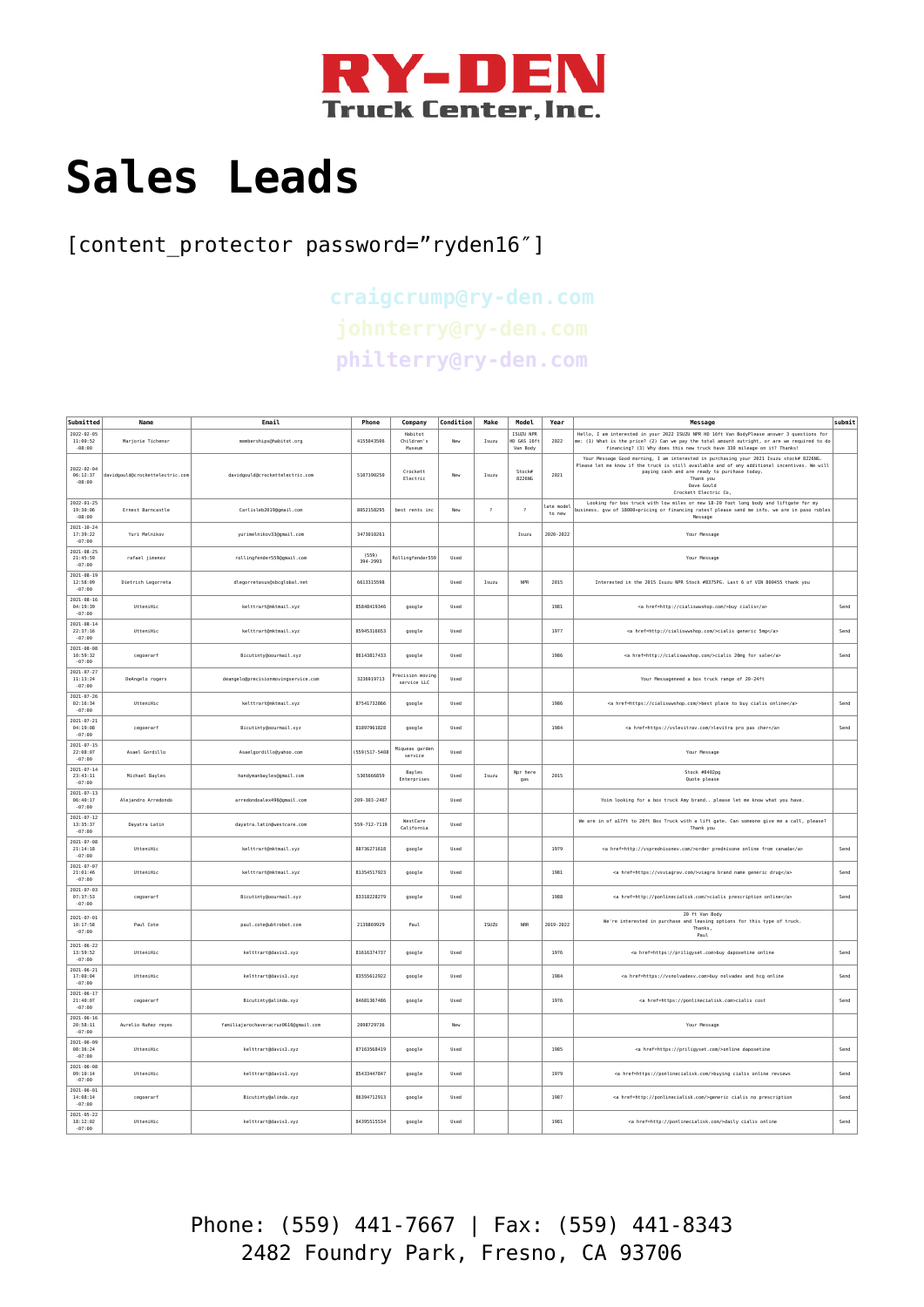# Sales Leads

[content_protector password=”ryden16″]

craigcrump@ry-den.com
johnterry@ry-den.com
philterry@ry-den.com

| Submitted | Name | Email | Phone | Company | Condition | Make | Model | Year | Message | submit |
|---|---|---|---|---|---|---|---|---|---|---|
| 2022-02-05 11:00:52 -08:00 | Marjorie Tichenor | memberships@habitot.org | 4155043506 | Habitot Children's Museum | New | Isuzu | ISUZU NPR HD GAS 16ft Van Body | 2022 | Hello, I am interested in your 2022 ISUZU NPR HD 16ft Van BodyPlease answer 3 questions for me: (1) What is the price? (2) Can we pay the total amount outright, or are we required to do financing? (3) Why does this new truck have 330 mileage on it? Thanks! | |
| 2022-02-04 06:12:37 -08:00 | davidgould@crockettelectric.com | davidgould@crockettelectric.com | 5107190250 | Crockett Electric | New | Isuzu | Stock# 8226NG | 2021 | Your Message Good morning, I am interested in purchasing your 2021 Isuzu stock# 8226NG. Please let me know if the truck is still available and of any additional incentives. We will paying cash and are ready to purchase today. Thank you Dave Gould Crockett Electric Co, | |
| 2022-01-25 19:30:06 -08:00 | Ernest Barncastle | Carlisleb2019@gmail.com | 8052158295 | best rents inc | New | ? | ? | late model to new | Looking for box truck with low miles or new 18-20 foot long body and liftgate for my business. gvw of 18000+pricing or financing rates? please send me info. we are in paso robles Message | |
| 2021-10-24 17:39:22 -07:00 | Yuri Melnikov | yurimelnikov33@gmail.com | 3473010261 | | | | Isuzu | 2020-2022 | Your Message | |
| 2021-08-25 21:45:59 -07:00 | rafael jimenez | rollingfender559@gmail.com | (559) 394-2993 | Rollingfender559 | Used | | | | Your Message | |
| 2021-08-19 12:58:09 -07:00 | Dietrich Legorreta | dlegorretasus@sbcglobal.net | 6613315598 | | Used | Isuzu | NPR | 2015 | Interested in the 2015 Isuzu NPR Stock #8375PG. Last 6 of VIN 800455 thank you | |
| 2021-08-16 04:19:39 -07:00 | UtteniHic | kelttrart@mktmail.xyz | 85848419346 | google | Used | | | 1981 | <a href=http://cialisvwshop.com/>buy cialis</a> | Send |
| 2021-08-14 22:37:16 -07:00 | UtteniHic | kelttrart@mktmail.xyz | 85945316653 | google | Used | | | 1977 | <a href=http://cialisvwshop.com/>cialis generic 5mg</a> | Send |
| 2021-08-08 10:59:32 -07:00 | cegoerarf | Bicutinty@oourmail.xyz | 86143817433 | google | Used | | | 1986 | <a href=http://cialisvwshop.com/>cialis 20mg for sale</a> | Send |
| 2021-07-27 11:13:24 -07:00 | DeAngelo rogers | deangelo@precisionmovingservice.com | 3238019713 | Precision moving service LLC | Used | | | | Your Messageneed a box truck range of 20-24ft | |
| 2021-07-26 02:16:34 -07:00 | UtteniHic | kelttrart@mktmail.xyz | 87541732866 | google | Used | | | 1986 | <a href=https://cialisvwshop.com/>best place to buy cialis online</a> | Send |
| 2021-07-21 04:19:08 -07:00 | cegoerarf | Bicutinty@oourmail.xyz | 81897961828 | google | Used | | | 1984 | <a href=https://vslevitrav.com/>levitra pro pas cher</a> | Send |
| 2021-07-15 22:08:07 -07:00 | Asael Gordillo | Asaelgordillo@yahoo.com | (559)517-5408 | Miqueas garden service | Used | | | | Your Message | |
| 2021-07-14 23:43:11 -07:00 | Michael Bayles | handymanbayles@gmail.com | 5305666859 | Bayles Enterprises | Used | Isuzu | Npr here gas | 2015 | Stock #8402pg Quote please | |
| 2021-07-13 06:40:17 -07:00 | Alejandro Arredondo | arredondoalex49@gmail.com | 209-303-2467 | | Used | | | | Yoim looking for a box truck Amy brand.. please let me know what you have. | |
| 2021-07-12 13:35:37 -07:00 | Dayatra Latin | dayatra.latin@westcare.com | 559-712-7119 | WestCare California | Used | | | | We are in of a17ft to 20ft Box Truck with a lift gate. Can someone give me a call, please? Thank you | |
| 2021-07-08 21:14:18 -07:00 | UtteniHic | kelttrart@mktmail.xyz | 88736271618 | google | Used | | | 1979 | <a href=http://vsprednisonev.com/>order prednisone online from canada</a> | Send |
| 2021-07-07 21:01:46 -07:00 | UtteniHic | kelttrart@mktmail.xyz | 81354517923 | google | Used | | | 1981 | <a href=https://vsviagrav.com/>viagra brand name generic drug</a> | Send |
| 2021-07-03 07:37:53 -07:00 | cegoerarf | Bicutinty@oourmail.xyz | 83318228279 | google | Used | | | 1988 | <a href=http://ponlinecialisk.com/>cialis prescription online</a> | Send |
| 2021-07-01 10:17:58 -07:00 | Paul Cote | paul.cote@ubtrobot.com | 2139869929 | Paul | | ISUZU | NRR | 2019-2022 | 20 ft Van Body We're interested in purchase and leasing options for this type of truck. Thanks, Paul | |
| 2021-06-22 13:59:52 -07:00 | UtteniHic | kelttrart@davisl.xyz | 81616374737 | google | Used | | | 1976 | <a href=https://priligyset.com>buy dapoxetine online | Send |
| 2021-06-21 17:08:04 -07:00 | UtteniHic | kelttrart@davisl.xyz | 83555612922 | google | Used | | | 1984 | <a href=https://vsnolvadexv.com>buy nolvadex and hcg online | Send |
| 2021-06-17 21:48:07 -07:00 | cegoerarf | Bicutinty@alinda.xyz | 84681367486 | google | Used | | | 1976 | <a href=https://ponlinecialisk.com>cialis cost | Send |
| 2021-06-16 20:58:11 -07:00 | Aurelio Nuñez reyes | familiajarochaveracruz0610@gmail.com | 2098729736 | | New | | | | Your Message | |
| 2021-06-09 08:36:24 -07:00 | UtteniHic | kelttrart@davisl.xyz | 87163568419 | google | Used | | | 1985 | <a href=https://priligyset.com/>online dapoxetine | Send |
| 2021-06-08 09:10:14 -07:00 | UtteniHic | kelttrart@davisl.xyz | 85433447847 | google | Used | | | 1979 | <a href=https://ponlinecialisk.com/>cialis online reviews | Send |
| 2021-06-01 14:08:14 -07:00 | cegoerarf | Bicutinty@alinda.xyz | 86394712913 | google | Used | | | 1987 | <a href=http://ponlinecialisk.com/>generic cialis no prescription | Send |
| 2021-05-22 18:12:02 -07:00 | UtteniHic | kelttrart@davisl.xyz | 84395515534 | google | Used | | | 1981 | <a href=http://ponlinecialisk.com/>daily cialis online | Send |

Phone: (559) 441-7667 | Fax: (559) 441-8343
2482 Foundry Park, Fresno, CA 93706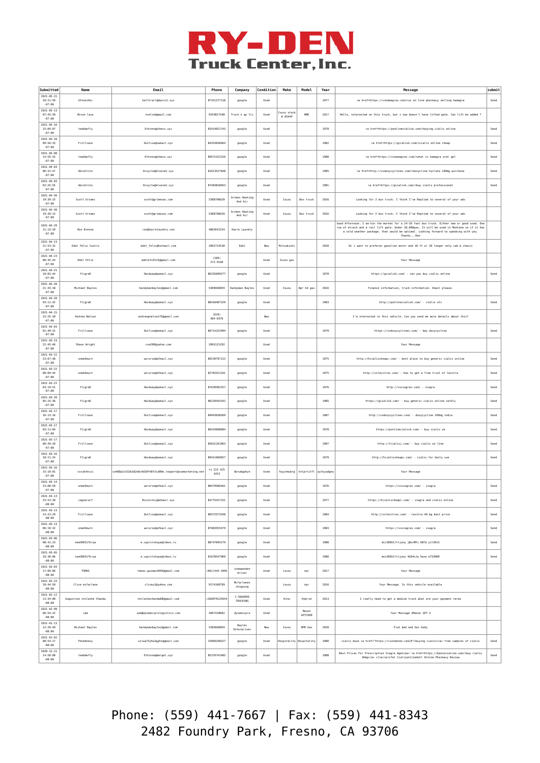# RY-DEN Truck Center, Inc.

| Submitted | Name | Email | Phone | Company | Condition | Make | Model | Year | Message | submit |
|---|---|---|---|---|---|---|---|---|---|---|
| 2021-05-21 18:21:56 -07:00 | UtteniHic | kelttrart@davisl.xyz | 87321377118 | google | Used | | | 1977 | <a href=https://vskamagrav.com/>us on line pharmacy selling kamagra | Send |
| 2021-05-13 07:45:50 -07:00 | Nixon lazo | nxnlzo@gmail.com | 9254827108 | Truck n go llc | Used | Isuzu stock # 8344P | NRR | 2017 | Hello, interested on this truck, but i saw doesn't have lifted gate. Can lift be added ? | |
| 2021-05-10 15:08:07 -07:00 | teabbefly | Ethinna@zhess.xyz | 83424021743 | google | Used | | | 1978 | <a href=https://ponlinecialisk.com/>buying cialis online | Send |
| 2021-05-10 09:56:33 -07:00 | Frilliase | Outlisa@awmail.xyz | 84353658464 | google | Used | | | 1982 | <a href=https://gcialisk.com/>cialis online cheap | Send |
| 2021-05-08 14:55:32 -07:00 | teabbefly | Ethinna@zhess.xyz | 89571422226 | google | Used | | | 1980 | <a href=https://vskamagrav.com/>what is kamagra oral gel | Send |
| 2021-05-03 06:31:47 -07:00 | Abrattito | Hisycle@elainel.xyz | 81613527648 | google | Used | | | 1985 | <a href=http://vsdoxycyclinev.com/>doxycline hyclate 100mg purchase | Send |
| 2021-05-03 02:25:55 -07:00 | Abrattito | Hisycle@elainel.xyz | 87483818943 | google | Used | | | 1981 | <a href=https://gcialisk.com/>buy cialis professional | Send |
| 2021-04-30 19:39:15 -07:00 | Scott Grimes | scott@grimesac.com | 5308706620 | Grimes Heating And Air | Used | Isuzu | Box truck | 2016 | Looking for 2 box truck. I think I've Replied to several of your ads | |
| 2021-04-30 19:38:13 -07:00 | Scott Grimes | scott@grimesac.com | 5308706620 | Grimes Heating And Air | Used | Isuzu | Box truck | 2016 | Looking for 2 box truck. I think I've Replied to several of your ads | |
| 2021-04-29 11:13:26 -07:00 | Ron Brenna | ron@havrelaundry.com | 4062652234 | Havre Laundry | | | | | Good Afternoon. I am kin the market for a 24-26 foot box truck. Either new or good used. One row of etrack and a rail lift gate. Under 26,000gvw. It will be used in Montana so if it has a cold weather package, that would be optimal. Looking forward to speaking with you. Thanks...Ron | |
| 2021-04-23 21:53:32 -07:00 | Edel Felix Castro | edel_felix@hotmail.com | 2092724538 | Edel | New | Mitsubishi | | 2020 | Hi i want to preferec gasoline motor and 18 ft or 20 longer only cab & chasis | |
| 2021-04-23 08:45:44 -07:00 | Edel Felix | edelefc0115@gmail.com | (209) 272-4538 | | Used | Isuzu gas | | | Your Message | |
| 2021-04-21 10:03:44 -07:00 | fligreE | Haidway@aemail.xyz | 86335699277 | google | Used | | | 1978 | https://gcialisk.com/ - can you buy cialis online | Send |
| 2021-04-20 21:43:18 -07:00 | Michael Bayles | handymanbayles@gmail.com | 5305666859 | Handyman Bayles | Used | Isuzu | Npr hd gas | 2016 | Finance information, truck information. Email please. | |
| 2021-04-20 03:11:32 -07:00 | fligreE | Haidway@aemail.xyz | 88418487229 | google | Used | | | 1983 | http://ponlinecialisk.com/ - cialis otc | Send |
| 2021-04-15 15:25:30 -07:00 | Andrew Nelson | andrewpnelson75@gmail.com | (619) 384-0370 | | New | | | | I'm interested in this vehicle. Can you send me more details about this? | |
| 2021-04-03 01:49:31 -07:00 | Frilliase | Outlisa@awmail.xyz | 86714152994 | google | Used | | | 1979 | https://vsdoxycyclinev.com/ - buy doxycycline | Send |
| 2021-03-23 22:45:46 -07:00 | Shaun Wright | cse209@yahoo.com | 2093121292 | | Used | | | | Your Message | |
| 2021-03-22 23:07:48 -07:00 | omemSmurn | woruree@afmail.xyz | 89239797123 | google | Used | | | 1975 | http://hcialischeapc.com/ - best place to buy generic cialis online | Send |
| 2021-03-22 08:08:44 -07:00 | omemSmurn | woruree@afmail.xyz | 82792521341 | google | Used | | | 1975 | http://vslevitrav.com/ - how to get a free trial of levitra | Send |
| 2021-03-22 03:19:51 -07:00 | fligreE | Haidway@aemail.xyz | 87639582257 | google | Used | | | 1976 | http://vsviagrav.com/ - viagra | Send |
| 2021-03-20 05:25:36 -07:00 | fligreE | Haidway@aemail.xyz | 88129455342 | google | Used | | | 1985 | https://gcialisk.com/ - buy generic cialis online safely | Send |
| 2021-03-17 16:13:16 -07:00 | Frilliase | Outlisa@awmail.xyz | 89943938569 | google | Used | | | 1987 | http://vsdoxycyclinev.com/ - doxycycline 100mg india | Send |
| 2021-03-17 03:11:04 -07:00 | fligreE | Haidway@aemail.xyz | 86424688684 | google | Used | | | 1978 | https://ponlinecialisk.com/ - buy cialis uk | Send |
| 2021-03-17 00:49:20 -07:00 | Frilliase | Outlisa@awmail.xyz | 85631161963 | google | Used | | | 1987 | http://fcialisj.com/ - buy cialis on line | Send |
| 2021-03-16 18:21:24 -07:00 | fligreE | Haidway@aemail.xyz | 89411066657 | google | Used | | | 1979 | http://hcialischeapc.com/ - cialis for daily use | Send |
| 2021-03-16 15:10:01 -07:00 | vvvzbfessi | ce488a2c532b3d2e0c9d30f48f2cd80e.rsopert@ssemarketing.net | +1 213 425 1453 | bbrvbgwhyn | Used | fqujmmubrg | ktlprtitfl | ayfajadgnw | Your Message | |
| 2021-03-14 23:08:59 -07:00 | omemSmurn | woruree@afmail.xyz | 88479506461 | google | Used | | | 1976 | https://vsviagrav.com/ - viagra | Send |
| 2021-03-13 23:53:30 -08:00 | cegoerarf | Bicutinty@ahmail.xyz | 84775417231 | google | Used | | | 1977 | https://hcialischeapc.com/ - viagra and cialis online | Send |
| 2021-03-13 14:23:29 -08:00 | Frilliase | Outlisa@awmail.xyz | 88372573348 | google | Used | | | 1984 | http://vslevitrav.com/ - levitra 40 mg best price | Send |
| 2021-03-13 06:19:32 -08:00 | omemSmurn | woruree@afmail.xyz | 87683555479 | google | Used | | | 1983 | https://vsviagrav.com/ - viagra | Send |
| 2021-03-06 08:41:23 -08:00 | mem396517krya | e.vypritskaya@inbox.ru | 88747694179 | google | Used | | | 1980 | mis396517rtjuny jBorMPj EN7d yilRkS | Send |
| 2021-03-05 18:38:06 -08:00 | num396517krya | e.vypritskaya@inbox.ru | 81678547969 | google | Used | | | 1980 | mns396517rtjuny 4G6AxJa Swxe eT32H89 | Send |
| 2021-03-03 17:09:06 -08:00 | TOMAS | tomas.guzman2095@gmail.com | (661)444-2095 | independen driver | Used | izusu | npr | 2017 | Your Message | |
| 2021-02-24 18:44:50 -08:00 | Clive mcfarlane | clivey1@yahoo.com | 9174168799 | Mcfarlanes shipping | | isuzu | npr | 2016 | Your Message. Is this vehicle available | |
| 2021-02-12 13:34:00 -08:00 | Augustine chileshe Chanda | chileshechanda08@gmail.com | +260979129354 | C-SQUARED TRUCKING | Used | Hino | Hybrid | 2013 | I really need to get a medium truck what are your payment terms | |
| 2021-02-09 06:54:22 -08:00 | sam | sam@dynamicprologistics.com | 4697328682 | dynamicpro | Used | | Maxon GPT3300 | | Your Message 4Maxon GPT-3 | |
| 2021-01-13 12:20:49 -08:00 | Michael Bayles | handymanbayles@gmail.com | 5305666859 | Bayles Enterprises | New | Isuzu | NPR Gas | 2020 | Flat bed and box body | |
| 2021-01-02 08:54:17 -08:00 | FbsbAmexy | wilwaf2yhw2gphi@gmail.com | 15969246527 | google | Used | Hospitality | Hospitality | 1980 | cialis dose <a href="https://cialmenon.com/#">buying cialis</a> free samples of cialis | Send |
| 2020-12-21 14:58:08 -08:00 | teabbefly | Ethinna@margel.xyz | 85378742485 | google | Used | | | 1988 | Best Prices For Prescription Viagra Agetexr <a href=https://bansocialism.com/>buy cialis 10mg</a> clierierifet Cialisonline4all Online Pharmacy Review | Send |

Phone: (559) 441-7667 | Fax: (559) 441-8343
2482 Foundry Park, Fresno, CA 93706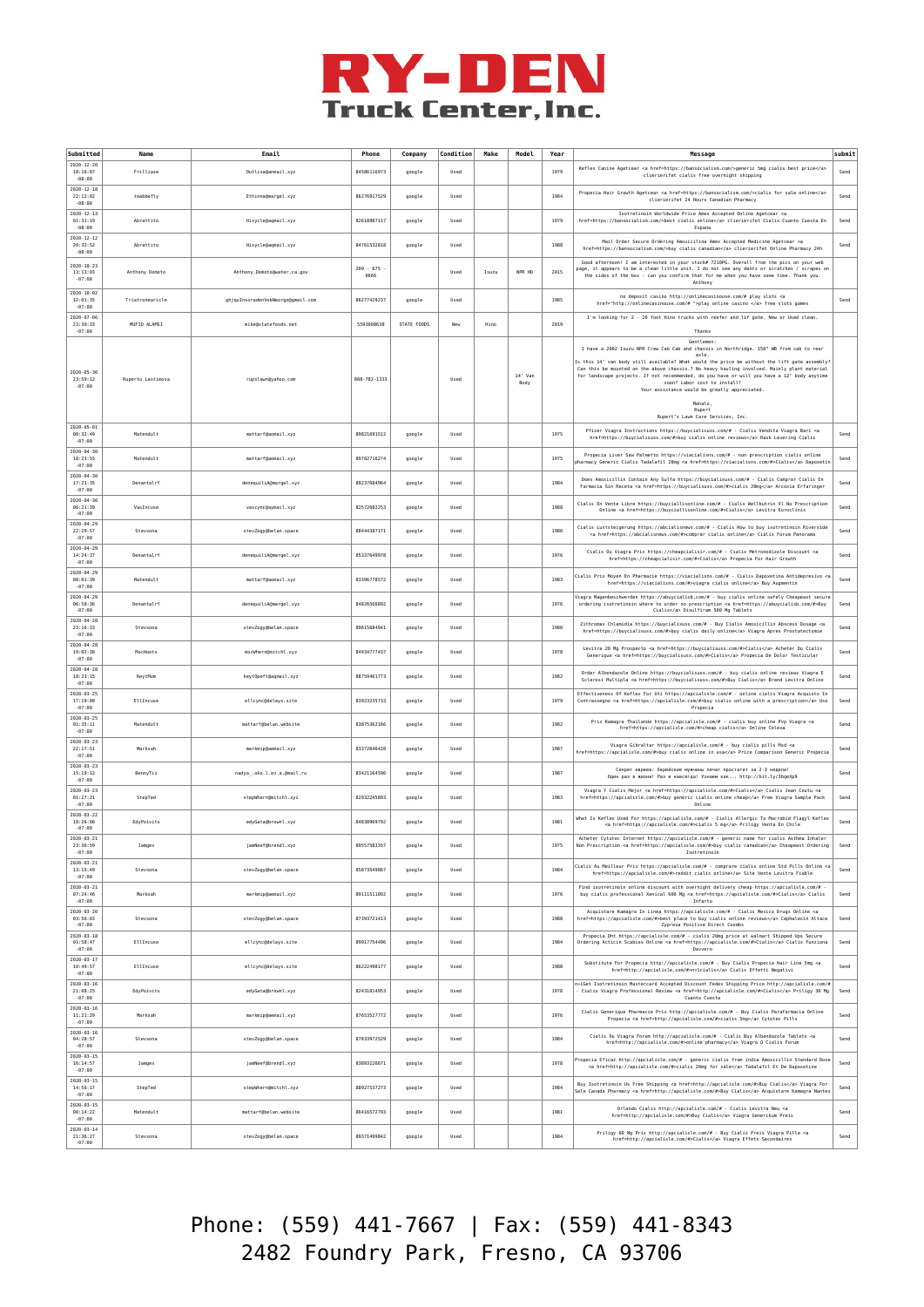# RY-DEN Truck Center, Inc.

| Submitted | Name | Email | Phone | Company | Condition | Make | Model | Year | Message | submit |
|---|---|---|---|---|---|---|---|---|---|---|
| 2020-12-20 18:16:07 -08:00 | Frilliane | Outlisa@ammail.xyz | 84586116973 | google | Used | | | 1979 | Keflex Canine Agetcear <a href=https://bansocialism.com/>generic 5mg cialis best price</a> clierierifet cialis free overnight shipping | Send |
| 2020-12-18 22:12:02 -08:00 | teabbefly | Ethinna@margel.xyz | 86276917529 | google | Used | | | 1984 | Propecia Hair Growth Agetcear <a href=https://bansocialism.com/>cialis for sale online</a> clierierifet 24 Hours Canadian Pharmacy | Send |
| 2020-12-13 01:31:19 -08:00 | Abrattito | Hisycle@aqmail.xyz | 82618987117 | google | Used | | | 1979 | Isotretinoin Worldwide Price Amex Accepted Online Agetcear <a href=https://bansocialism.com/>best cialis online</a> clierierifet Cialis Cuanto Cuesta En Espana | Send |
| 2020-12-12 20:32:52 -08:00 | Abrattito | Hisycle@aqmail.xyz | 84761532818 | google | Used | | | 1988 | Mail Order Secure Ordering Amoxicilina Amex Accepted Medicine Agetcear <a href=https://bansocialism.com/>buy cialis canadian</a> clierierifet Online Pharmacy 24h | Send |
| 2020-10-23 13:13:03 -07:00 | Anthony Domoto | Anthony.Domoto@water.ca.gov | 209 - 675 - 0666 | | Used | Isuzu | NPR HD | 2015 | Good afternoon! I am interested in your stock# 7210PG. Overall from the pics on your web page, it appears to be a clean little unit. I do not see any dents or scratches / scrapes on the sides of the box - can you confirm that for me when you have some time. Thank you. Anthony | |
| 2020-10-02 12:01:35 -07:00 | Triatronearicle | ghjquInsoradenVobNeorgo@gmail.com | 86277429237 | google | Used | | | 1985 | no deposit casino http://onlinecasinouse.com/# play slots <a href="http://onlinecasinouse.com/# ">play online casino </a> free slots games | Send |
| 2020-07-06 23:30:33 -07:00 | MUFID ALAMSI | mike@statefoods.net | 5593000638 | STATE FOODS | New | Hino | | 2019 | I'm looking for 2 - 26 foot Hino trucks with reefer and lif gate. New or Used clean. Thanks | |
| 2020-05-30 23:59:12 -07:00 | Ruperto Lastimosa | rupslawn@yahoo.com | 808-782-1333 | | Used | | 14' Van Body | | Gentlemen: I have a 2002 Isuzu NPR Crew Cab Cab and chassis in Northridge. 150" WB from cab to rear axle. Is this 14' van body still available? What would the price be without the lift gate assembly? Can this be mounted on the above chassis.? No heavy hauling involved. Mainly plant material for landscape projects. If not recommended, do you have or will you have a 12' body anytime soon? Labor cost to install? Your assistance would be greatly appreciated. Mahalo, Rupert Rupert's Lawn Care Services, Inc. | |
| 2020-05-01 06:32:49 -07:00 | Matendult | mattarf@aomail.xyz | 89821691512 | google | Used | | | 1975 | Pfizer Viagra Instructions https://buycialisuss.com/# - Cialis Vendita Viagra Bari <a href=https://buycialisuss.com/#>buy cialis online reviews</a> Rash Levering Cialis | Send |
| 2020-04-30 18:23:55 -07:00 | Matendult | mattarf@aomail.xyz | 89782716274 | google | Used | | | 1975 | Propecia Liver Saw Palmetto https://viacialisns.com/# - non prescription cialis online pharmacy Generic Cialis Tadalafil 20mg <a href=https://viacialisns.com/#>Cialis</a> Dapoxetin | Send |
| 2020-04-30 17:21:35 -07:00 | DenantalrY | denequillA@margel.xyz | 89237684964 | google | Used | | | 1984 | Does Amoxicillin Contain Any Sulfa https://buycialisuss.com/# - Cialis Comprar Cialis En Farmacia Sin Receta <a href=https://buycialisuss.com/#>cialis 20mg</a> Arcoxia Erfaringer | Send |
| 2020-04-30 06:21:39 -07:00 | VasIncuse | vascync@aymail.xyz | 82572682253 | google | Used | | | 1988 | Cialis En Vente Libre https://buycialisonline.com/# - Cialis Wellbutrin Xl No Prescription Online <a href=https://buycialisonline.com/#>Cialis</a> Levitra Euroclinix | Send |
| 2020-04-29 22:20:57 -07:00 | Stevsona | stevZogy@belan.space | 88444387171 | google | Used | | | 1980 | Cialis Luststeigerung https://abcialisnews.com/# - Cialis How to buy isotretinoin Riverside <a href=https://abcialisnews.com/#>comprar cialis online</a> Cialis Forum Panorama | Send |
| 2020-04-29 14:24:37 -07:00 | DenantalrY | denequillA@margel.xyz | 85337649978 | google | Used | | | 1976 | Cialis Ou Viagra Prix https://cheapcialisir.com/# - Cialis Metronodizole Discount <a href=https://cheapcialisir.com/#>Cialis</a> Propecia For Hair Growth | Send |
| 2020-04-29 08:01:39 -07:00 | Matendult | mattarf@aomail.xyz | 83396778572 | google | Used | | | 1983 | Cialis Prix Moyen En Pharmacie https://viacialisns.com/# - Cialis Dapoxetina Antidepresivo <a href=https://viacialisns.com/#>viagra cialis online</a> Buy Augmentin | Send |
| 2020-04-29 06:58:36 -07:00 | DenantalrY | denequillA@margel.xyz | 84826568892 | google | Used | | | 1976 | Viagra Magenbeschwerden https://abuycialisb.com/# - buy cialis online safely Cheapeast secure ordering isotretinoin where to order no prescription <a href=https://abuycialisb.com/#>Buy Cialis</a> Disulfiram 500 Mg Tablets | Send |
| 2020-04-28 23:16:33 -07:00 | Stevsona | stevZogy@belan.space | 89615684941 | google | Used | | | 1980 | Zithromax Chlamidia https://buycialisuss.com/# - Buy Cialis Amoxicillin Abscess Dosage <a href=https://buycialisuss.com/#>buy cialis daily online</a> Viagra Apres Prostatectomie | Send |
| 2020-04-28 19:02:38 -07:00 | MocHoots | mocWherm@mitchl.xyz | 84934777437 | google | Used | | | 1978 | Levitra 20 Mg Prospecto <a href=https://buycialisuss.com/#>Cialis</a> Acheter Du Cialis Generique <a href=https://buycialisuss.com/#>Cialis</a> Propecia De Dolor Testicular | Send |
| 2020-04-28 18:23:15 -07:00 | KeytMum | keytOpeft@aqmail.xyz | 88759461773 | google | Used | | | 1982 | Order Albendazole Online https://buycialisuss.com/# - buy cialis online reviews Viagra E Sclerosi Multipla <a href=https://buycialisuss.com/#>Buy Cialis</a> Brand Levitra Online | Send |
| 2020-03-25 17:19:09 -07:00 | EllIncuse | ellcync@delays.site | 81923235733 | google | Used | | | 1979 | Effectiveness Of Keflex For Uti https://apcialisle.com/# - online cialis Viagra Acquisto In Contrassegno <a href=https://apcialisle.com/#>buy cialis online with a prescription</a> Uso Propecia | Send |
| 2020-03-25 01:35:11 -07:00 | Matendult | mattarf@belan.website | 83075362166 | google | Used | | | 1982 | Prix Kamagra Thailande https://apcialisle.com/# - cialis buy online Pvp Viagra <a href=https://apcialisle.com/#>cheap cialis</a> Online Celexa | Send |
| 2020-03-23 22:17:51 -07:00 | Markoah | markmip@ammail.xyz | 83372646428 | google | Used | | | 1987 | Viagra Gibraltar https://apcialisle.com/# - buy cialis pills Msd <a href=https://apcialisle.com/#>buy cialis online in usa</a> Price Comparison Generic Propecia | Send |
| 2020-03-23 15:19:12 -07:00 | BennyTiz | nadya_.oko.l.ev.a.@mail.ru | 83421164596 | google | Used | | | 1987 | Секрет веремя: Еврейские мужчины лечат простатит за 2-3 недели! Один раз в жизни! Раз и навсегда! Узнаем как... http://bit.ly/3bqeXp0 | Send |
| 2020-03-23 01:27:21 -07:00 | StepTed | stepWhern@mitchl.xyz | 82932245893 | google | Used | | | 1983 | Viagra Y Cialis Mejor <a href=https://apcialisle.com/#>Cialis</a> Cialis Jean Coutu <a href=https://apcialisle.com/#>buy generic cialis online cheap</a> Free Viagra Sample Pack Online | Send |
| 2020-03-22 18:26:06 -07:00 | EdyPoivits | edyGata@brovel.xyz | 84838969792 | google | Used | | | 1981 | What Is Keflex Used For https://apcialisle.com/# - Cialis Allergic To Macrobid Flagyl Keflex <a href=https://apcialisle.com/#>cialis 5 mg</a> Priligy Venta En Chile | Send |
| 2020-03-21 23:38:59 -07:00 | Jamgex | jamNeef@brendl.xyz | 89557583357 | google | Used | | | 1975 | Acheter Cytotec Internet https://apcialisle.com/# - generic name for cialis Asthma Inhaler Non Prescription <a href=https://apcialisle.com/#>buy cialis canadian</a> Cheapeast Ordering Isotretinoin | Send |
| 2020-03-21 13:15:49 -07:00 | Stevsona | stevZogy@belan.space | 85073549867 | google | Used | | | 1984 | Cialis Au Meilleur Prix https://apcialisle.com/# - comprare cialis online Std Pills Online <a href=https://apcialisle.com/#>reddit cialis online</a> Site Vente Levitra Fiable | Send |
| 2020-03-21 07:24:46 -07:00 | Markoah | markmip@ammail.xyz | 89111511892 | google | Used | | | 1976 | Find isotretinoin online discount with overnight delivery cheap https://apcialisle.com/# - buy cialis professional Xenical 600 Mg <a href=https://apcialisle.com/#>Cialis</a> Cialis Infarto | Send |
| 2020-03-20 03:56:03 -07:00 | Stevsona | stevZogy@belan.space | 87393721413 | google | Used | | | 1988 | Acquistare Kamagra In Linea https://apcialisle.com/# - Cialis Mexico Drugs Online <a href=https://apcialisle.com/#>best place to buy cialis online reviews</a> Cephalexin Altace Zypresa Positive Direct Coombs | Send |
| 2020-03-18 01:58:47 -07:00 | EllIncuse | ellcync@delays.site | 80917754496 | google | Used | | | 1984 | Propecia Dht https://apcialisle.com/# - cialis 20mg price at walmart Shipped Ups Secure Ordering Acticin Scabies Online <a href=https://apcialisle.com/#>Cialis</a> Cialis Funziona Davvero | Send |
| 2020-03-17 10:49:57 -07:00 | EllIncuse | ellcync@delays.site | 86222498177 | google | Used | | | 1988 | Substitute For Propecia http://apcialisle.com/# - Buy Cialis Propecia Hair Line 5mg <a href=http://apcialisle.com/#>cialis</a> Cialis Effetti Negativi | Send |
| 2020-03-16 21:08:25 -07:00 | EdyPoivits | edyGata@brovel.xyz | 82431814953 | google | Used | | | 1978 | n-iGet Isotretinoin Mastercard Accepted Discount Fedex Shipping Price http://apcialisle.com/# - Cialis Viagra Professional Review <a href=http://apcialisle.com/#>Cialis</a> Priligy 30 Mg Cuanto Cuesta | Send |
| 2020-03-16 11:21:29 -07:00 | Markoah | markmip@ammail.xyz | 87653527772 | google | Used | | | 1976 | Cialis Generique Pharmacie Prix http://apcialisle.com/# - Buy Cialis Parafarmacia Online Propecia <a href=http://apcialisle.com/#>cialis 5mg</a> Cytotec Pills | Send |
| 2020-03-16 04:28:57 -07:00 | Stevsona | stevZogy@belan.space | 87833972529 | google | Used | | | 1984 | Cialis Ou Viagra Forum http://apcialisle.com/# - Cialis Buy Albendazole Tablets <a href=http://apcialisle.com/#>online pharmacy</a> Viagra O Cialis Forum | Send |
| 2020-03-15 16:14:57 -07:00 | Jamgex | jamNeef@brendl.xyz | 83893126671 | google | Used | | | 1978 | Propecia Eficaz http://apcialisle.com/# - generic cialis from india Amoxicillin Standard Dose <a href=http://apcialisle.com/#>cialis 20mg for sale</a> Tadalafil Et De Dapoxetine | Send |
| 2020-03-15 14:56:17 -07:00 | StepTed | stepWhern@mitchl.xyz | 88927537273 | google | Used | | | 1984 | Buy Isotretinoin Us Free Shipping <a href=http://apcialisle.com/#>Buy Cialis</a> Viagra For Sale Canada Pharmacy <a href=http://apcialisle.com/#>Buy Cialis</a> Acquistare Kamagra Nantes | Send |
| 2020-03-15 00:14:22 -07:00 | Matendult | mattarf@belan.website | 86416572793 | google | Used | | | 1981 | Orlando Cialis http://apcialisle.com/# - Cialis Levitra Neu <a href=http://apcialisle.com/#>Buy Cialis</a> Viagra Generikum Preis | Send |
| 2020-03-14 21:36:27 -07:00 | Stevsona | stevZogy@belan.space | 89371499842 | google | Used | | | 1984 | Priligy 60 Mg Prix http://apcialisle.com/# - Buy Cialis Preis Viagra Pille <a href=http://apcialisle.com/#>Cialis</a> Viagra Effets Secondaires | Send |

Phone: (559) 441-7667 | Fax: (559) 441-8343
2482 Foundry Park, Fresno, CA 93706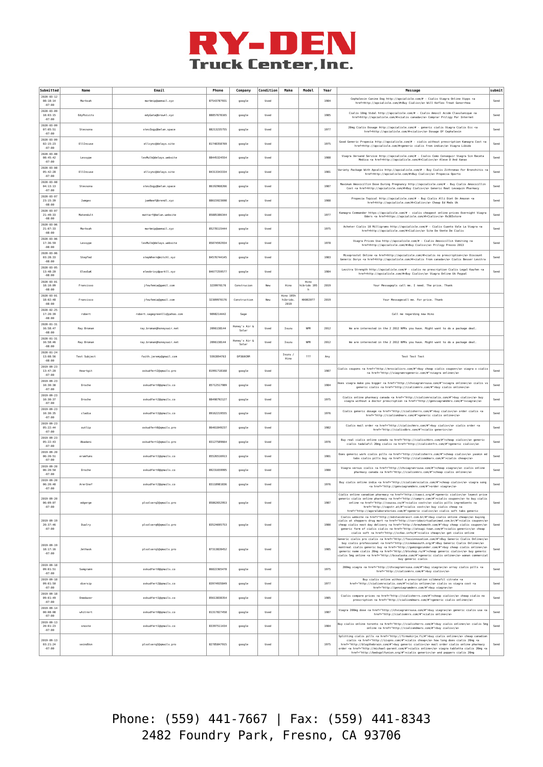# RY-DEN Truck Center, Inc.

| Submitted | Name | Email | Phone | Company | Condition | Make | Model | Year | Message | submit |
|---|---|---|---|---|---|---|---|---|---|---|
| 2020-03-12 08:18:14 -07:00 | Markswh | markmip@aemail.xyz | 87543787931 | google | Used | | | 1984 | Cephalexin Canine Dog http://apcialisle.com/# - Cialis Viagra Online Vipps <a href=http://apcialisle.com/#>Buy Cialis</a> Will Keflex Treat Gonorrhea | Send |
| 2020-03-09 18:03:15 -07:00 | EdyPoivits | edyGata@brovel.xyz | 88057670165 | google | Used | | | 1985 | Cialis 10mg Vidal http://apcialisle.com/# - Cialis Amoxil Acide Clavulanique <a href=http://apcialisle.com/#>cialis canada</a> Comprar Priligy Por Internet | Send |
| 2020-03-09 07:05:51 -07:00 | Stevsona | stevZogy@belan.space | 88213235755 | google | Used | | | 1977 | 20mg Cialis Dosage http://apcialisle.com/# - generic cialis Viagra Cialis Ecc <a href=http://apcialisle.com/#>cialis</a> Dosage Of Cephalexin | Send |
| 2020-03-09 02:15:23 -07:00 | EllIncuse | ellcync@delays.site | 81748358769 | google | Used | | | 1975 | Good Generic Propecia http://apcialisle.com/# - cialis without prescription Kamagra Cost <a href=http://apcialisle.com/#>generic cialis from india</a> Viagra Libido | Send |
| 2020-03-08 08:45:42 -07:00 | Lessype | lesMulk@delays.website | 88445324554 | google | Used | | | 1988 | Viagra Versand Service http://apcialisle.com/# - Cialis Como Conseguir Viagra Sin Receta Medica <a href=http://apcialisle.com/#>Cialis</a> Aleve D And Xanax | Send |
| 2020-03-08 05:42:28 -07:00 | EllIncuse | ellcync@delays.site | 84313343334 | google | Used | | | 1981 | Variety Package With Apcalis http://apcialisle.com/# - Buy Cialis Zithromax For Bronchitis <a href=http://apcialisle.com/#>Buy Cialis</a> Propecia Oporto | Send |
| 2020-03-08 04:13:13 -07:00 | Stevsona | stevZogy@belan.space | 86192968266 | google | Used | | | 1987 | Maximum Amoxicillin Dose During Pregnancy http://apcialisle.com/# - Buy Cialis Amoxicillin Cost <a href=http://apcialisle.com/#>Buy Cialis</a> Generic Real Levaquin Pharmacy | Send |
| 2020-03-07 23:15:39 -08:00 | Jamgex | jamNeef@brendl.xyz | 88615923698 | google | Used | | | 1988 | Propecia Topical http://apcialisle.com/# - Buy Cialis Alli Diet On Amazon <a href=http://apcialisle.com/#>Cialis</a> Cheap Ed Meds Uk | Send |
| 2020-03-07 21:49:33 -08:00 | Matendult | mattarf@belan.website | 85885386344 | google | Used | | | 1977 | Kamagra Commander https://apcialisle.com/# - cialis cheapest online prices Overnight Viagra Oders <a href=https://apcialisle.com/#>Cialis</a> Rx365store | Send |
| 2020-03-06 21:07:33 -08:00 | Markswh | markmip@aemail.xyz | 85278115444 | google | Used | | | 1975 | Acheter Cialis 10 Milligrams http://apcialisle.com/# - Cialis Cuanto Vale La Viagra <a href=http://apcialisle.com/#>Cialis</a> Site De Vente De Cialis | Send |
| 2020-03-06 17:36:59 -08:00 | Lessype | lesMulk@delays.website | 85874592934 | google | Used | | | 1978 | Viagra Prices Usa http://apcialisle.com/# - Cialis Amoxicillin Vomiting <a href=http://apcialisle.com/#>Buy Cialis</a> Priligy Prezzo 2013 | Send |
| 2020-03-06 03:28:33 -08:00 | StepTed | stephhern@mitchl.xyz | 84576744145 | google | Used | | | 1983 | Misoprostol Online <a href=http://apcialisle.com/#>cialis no prescription</a> Discount Generic Dorys <a href=http://apcialisle.com/#>cialis from canada</a> Cialis Besser Levitra | Send |
| 2020-03-05 13:48:20 -08:00 | EleoSaK | eleobrivy@parkll.xyz | 84677259577 | google | Used | | | 1984 | Levitra Strength http://apcialisle.com/# - cialis no prescription Cialis Legal Kaufen <a href=http://apcialisle.com/#>Buy Cialis</a> Viagra Online Uk Paypal | Send |
| 2020-03-01 18:10:09 -08:00 | Francisco | jfeufemia@gmail.com | 3239970176 | Construcion | New | Hino | Hino hibrido 195 h | 2019 | Your Messagegls call me. I need. The price. Thank | |
| 2020-03-01 18:02:48 -08:00 | Francisco | jfeufemia@gmail.com | 32309970176 | Construction | New | Hino 195h hibrido. 2019 | HK002077 | 2019 | Your Messagecall me. For price. Thank | |
| 2020-02-25 17:20:39 -08:00 | robert | robert.sagegreenllc@yahoo.com | 9098214442 | Sage | | | | | Call me regarding new Hino | |
| 2020-01-31 16:58:47 -08:00 | Ray Broman | ray.broman@honeysair.net | 2096138144 | Honey's Air & Solar | Used | Isuzu | NPR | 2012 | We are interested in the 2 2012 NPRs you have. Might want to do a package deal. | |
| 2020-01-31 16:58:46 -08:00 | Ray Broman | ray.broman@honeysair.net | 2096138144 | Honey's Air & Solar | Used | Isuzu | NPR | 2012 | We are interested in the 2 2012 NPRs you have. Might want to do a package deal. | |
| 2020-01-24 13:08:56 -08:00 | Test Subject | faith.jeremy@gmail.com | 5592894763 | DP360CRM | | Isuzu / Hino | ??? | Any | Test Test Test | |
| 2019-09-23 13:47:20 -07:00 | Heartgit | oskudfert2@gmails.pro | 81991718168 | google | Used | | | 1987 | Cialis coupons <a href="http://mrxcialisrx.com/#">buy cheap cialis coupon</a> viagra x cialis <a href="http://viagramrsgeneric.com/#">viagra online</a> | Send |
| 2019-09-23 10:30:38 -07:00 | Droche | oskudfert0@gmails.co | 85712517989 | google | Used | | | 1984 | Does viagra make you bigger <a href="http://chviagramrxusa.com/#">viagra online</a> cialis vs generic cialis <a href="http://cialismrrx.com/#">buy cialis online</a> | Send |
| 2019-09-23 10:30:37 -07:00 | Droche | oskudfert2@gmails.co | 88498792127 | google | Used | | | 1975 | Cialis online pharmacy canada <a href="http://cialismrxcialis.com/#">buy cialis</a> buy viagra without a doctor prescription <a href="http://genviagramdmrx.com/#">viagra</a> | Send |
| 2019-09-23 10:30:35 -07:00 | cladia | oskudfert1@gmails.co | 89162219555 | google | Used | | | 1976 | Cialis generic dosage <a href="http://cialisherrx.com/#">buy cialis</a> order cialis <a href="http://cialismdmarx.com/#">generic cialis online</a> | Send |
| 2019-09-23 05:22:44 -07:00 | outlip | oskudfert0@gmails.pro | 86461849237 | google | Used | | | 1982 | Cialis mail order <a href="http://cialischbrx.com/#">buy cialis</a> cialis order <a href="http://cialisdbrx.com/#">cialis generic</a> | Send |
| 2019-09-23 05:22:43 -07:00 | Abadani | oskudfert1@gmails.pro | 83127589664 | google | Used | | | 1976 | Buy real cialis online canada <a href="http://cialischbrx.com/#">cheap cialis</a> generic cialis tadalafil 20mg cialis <a href="http://cialisknfrx.com/#">generic cialis</a> | Send |
| 2019-09-20 06:20:51 -07:00 | eramfums | oskudfert1@gmails.co | 85526516913 | google | Used | | | 1981 | Does generic work cialis pills <a href="http://cialisherrx.com/#">cheap cialis</a> yasmin ed tabs cialis pills buy <a href="http://cialismdmarx.com/#">cialis cheap</a> | Send |
| 2019-09-20 06:20:50 -07:00 | Droche | oskudfert0@gmails.co | 89231659995 | google | Used | | | 1980 | Viagra versus cialis <a href="http://chviagramrxusa.com/#">cheap viagra</a> cialis online pharmacy canada <a href="http://cialismrrx.com/#">cheap cialis online</a> | Send |
| 2019-09-20 06:20:48 -07:00 | ArerInef | oskudfert2@gmails.co | 83110981836 | google | Used | | | 1976 | Buy cialis online india <a href="http://cialismrxcialis.com/#">cheap cialis</a> viagra song <a href="http://genviagramdmrx.com/#">order viagra</a> | Send |
| 2019-09-20 06:09:07 -07:00 | edgerge | plsolserq2@gmails.pro | 85862652953 | google | Used | | | 1987 | Cialis online canadian pharmacy <a href="http://caaci.org/#">generic cialis</a> lowest price generic cialis online pharmacy <a href="http://camprv.com/#">cialis coupon</a> to buy cialis online <a href="http://coucou.ru/#">cialis cost</a> cialis pills ingredients <a href="http://capstr.at/#">cialis cost</a> buy cialis cheap <a href="http://agoralaboratories.com/#">generic cialis</a> cialis soft tabs generic | Send |
| 2019-09-19 20:37:46 -07:00 | Dualry | plsolserq0@gmails.pro | 83524695753 | google | Used | | | 1980 | Cialis website <a href="http://editaisbrasil.com.br/#">buy cialis online cheap</a> buying cialis at shoppers drug mart <a href="http://corridavirtualunimed.com.br/#">cialis coupon</a> cheap cialis next day delivery <a href="http://brewhemoth.com/#">buy cheap cialis coupon</a> generic form of cialis cialis <a href="http://atsugi-town.com/#">cialis generic</a> cheap cialis soft <a href="http://cc4av.info/#">cialis cheap</a> get cialis online | Send |
| 2019-09-19 18:17:16 -07:00 | Jethask | plsolserq1@gmails.pro | 87313828452 | google | Used | | | 1985 | Generic cialis pro cialis <a href="http://foxxinnovation.com/#">Buy Generic Cialis Online</a> buy cialis professional <a href="http://cinemasouth.org/#">Buy Generic Cialis Online</a> montreal cialis generic buy <a href="http://gamingpcunder.com/#">buy cheap cialis online</a> generic name cialis 20mg <a href="http://btsshop.ru/#">cheap generic cialis</a> buy generic cialis 5mg online <a href="http://brsalaska.com/#">generic cialis online</a> woman commercial buy generic cialis | Send |
| 2019-09-18 09:01:51 -07:00 | Samgrmnn | oskudfert0@gmails.co | 86822365478 | google | Used | | | 1975 | 200mg viagra <a href="http://chviagramrxusa.com/#">buy viagra</a> array cialis pills <a href="http://cialismrrx.com/#">buy cialis</a> | Send |
| 2019-09-18 09:01:50 -07:00 | diersip | oskudfert2@gmails.co | 83974935849 | google | Used | | | 1977 | Buy cialis online without a prescription sildenafil citrate <a href="http://cialismrxcialis.com/#">cialis online</a> cialis vs viagra cost <a href="http://genviagramdmrx.com/#">buy viagra</a> | Send |
| 2019-09-18 09:01:49 -07:00 | Emedazer | oskudfert1@gmails.co | 85613838354 | google | Used | | | 1985 | Cialis compare prices <a href="http://cialisherrx.com/#">cheap cialis</a> cheap cialis no prescription <a href="http://cialismdmarx.com/#">generic cialis online</a> | Send |
| 2019-09-14 00:08:08 -07:00 | whitrert | oskudfert0@gmails.co | 81317827450 | google | Used | | | 1987 | Viagra 200mg dose <a href="http://chviagramrxusa.com/#">buy viagra</a> generic cialis usa <a href="http://cialismrrx.com/#">cialis online</a> | Send |
| 2019-09-13 20:01:23 -07:00 | snoste | oskudfert1@gmails.co | 83397511434 | google | Used | | | 1984 | Buy cialis online toronto <a href="http://cialisherrx.com/#">buy cialis online</a> cialis 5mg online <a href="http://cialismdmarx.com/#">buy cialis</a> | Send |
| 2019-09-13 03:21:24 -07:00 | seindVon | plsolserq2@gmails.pro | 82785847915 | google | Used | | | 1975 | Splitting cialis pills <a href="http://firmakirja.fi/#">buy cialis online</a> cheap canadian cialis <a href="http://iivpns.com/#">cialis cheap</a> how long does cialis 20mg <a href="http://blogthebrain.com/#">buy generic cialis</a> mail order cialis online pharmacy order <a href="http://michael-parent.com/#">cialis online</a> viagra tabletta cialis 20mg <a href="http://bedsgolfunion.org/#">cialis generic</a> and poppers cialis 20mg | Send |

Phone: (559) 441-7667 | Fax: (559) 441-8343
2482 Foundry Park, Fresno, CA 93706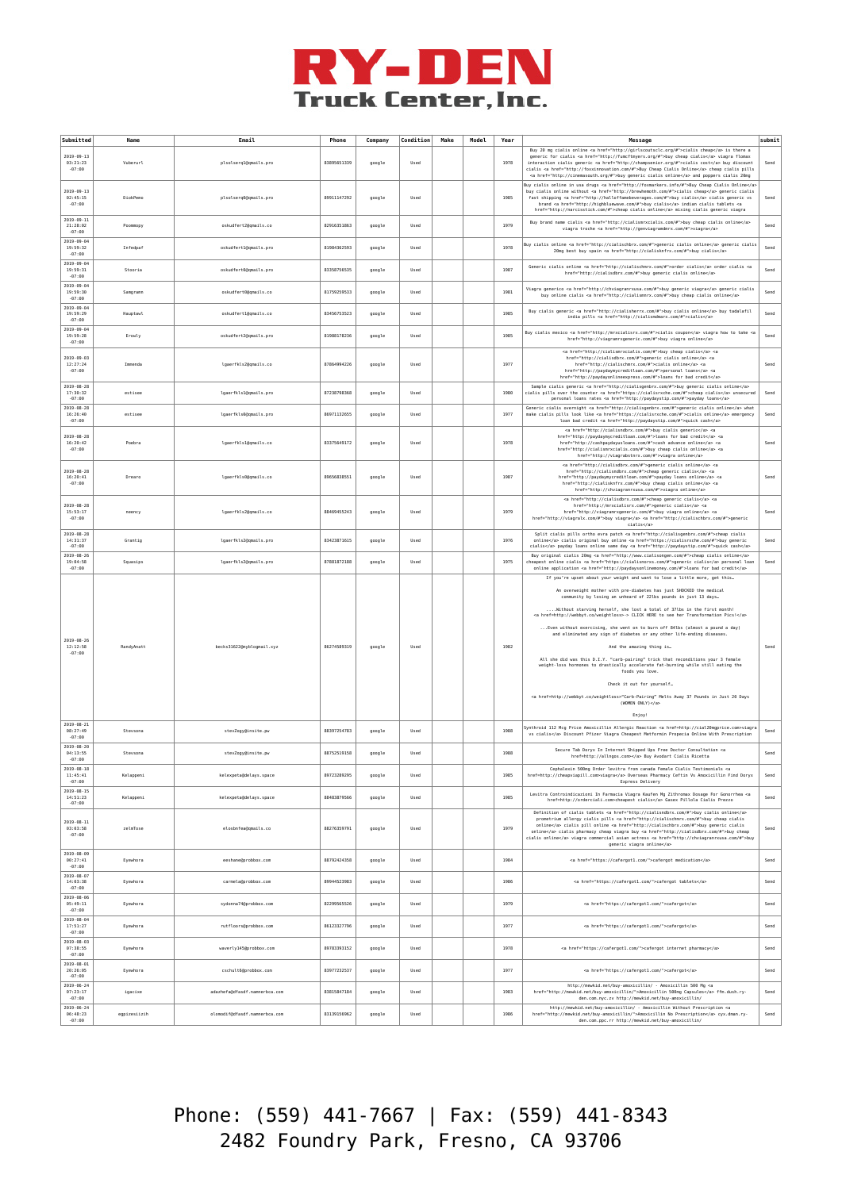# RY-DEN Truck Center, Inc.

| Submitted | Name | Email | Phone | Company | Condition | Make | Model | Year | Message | submit |
|---|---|---|---|---|---|---|---|---|---|---|
| 2019-09-13 03:21:23 -07:00 | Vuberurl | plsolserq1@gmails.pro | 83895651339 | google | Used | | | 1978 | Buy 20 mg cialis online <a href="http://girlscoutsclc.org/#">cialis cheap</a> is there a generic for cialis <a href="http://famcftmyers.org/#">buy cheap cialis</a> viagra flomax interaction cialis generic <a href="http://champseniors.org/#">cialis cost</a> buy discount cialis <a href="http://foxxinnovation.com/#">Buy Cheap Cialis Online</a> cheap cialis pills <a href="http://cinemasouth.org/#">buy generic cialis online</a> and poppers cialis 20mg | Send |
| 2019-09-13 02:45:15 -07:00 | DiokPemo | plsolserq0@gmails.pro | 89911147202 | google | Used | | | 1985 | Buy cialis online in usa drugs <a href="http://foxmarkers.info/#">Buy Cheap Cialis Online</a> buy cialis online without <a href="http://brewhemoth.com/#">cialis cheap</a> generic cialis fast shipping <a href="http://halloffamebeverages.com/#">buy cialis</a> cialis generic vs brand <a href="http://highbluewave.com/#">buy cialis</a> indian cialis tablets <a href="http://narcisstick.com/#">cheap cialis online</a> mixing cialis generic viagra | Send |
| 2019-09-11 21:28:02 -07:00 | Poommopy | oskudfert2@gmails.co | 82916351863 | google | Used | | | 1979 | Buy brand name cialis <a href="http://cialisnrxcialis.com/#">buy cheap cialis online</a> viagra troche <a href="http://genviagramdmrx.com/#">viagra</a> | Send |
| 2019-09-04 19:59:32 -07:00 | Infedpaf | oskudfert1@gmails.pro | 81984362503 | google | Used | | | 1978 | Buy cialis online <a href="http://cialischbrx.com/#">generic cialis online</a> generic cialis 20mg best buy spain <a href="http://cialiskrfrx.com/#">buy cialis</a> | Send |
| 2019-09-04 19:59:31 -07:00 | Stooria | oskudfert0@gmails.pro | 83358756535 | google | Used | | | 1987 | Generic cialis online <a href="http://cialischmrx.com/#">order cialis</a> order cialis <a href="http://cialisdbrx.com/#">buy generic cialis online</a> | Send |
| 2019-09-04 19:59:30 -07:00 | Samgramn | oskudfert0@gmails.co | 81759259533 | google | Used | | | 1981 | Viagra generico <a href="http://chviagranrxusa.com/#">buy generic viagra</a> generic cialis buy online cialis <a href="http://cialismnrx.com/#">buy cheap cialis online</a> | Send |
| 2019-09-04 19:59:29 -07:00 | Hauptawl | oskudfert1@gmails.co | 83456753523 | google | Used | | | 1985 | Buy cialis generic <a href="http://cialisherrx.com/#">buy cialis online</a> buy tadalafil india pills <a href="http://cialismdmarx.com/#">cialis</a> | Send |
| 2019-09-04 19:59:28 -07:00 | Erowly | oskudfert2@gmails.pro | 81988178236 | google | Used | | | 1985 | Buy cialis mexico <a href="http://mrxcialisrx.com/#">cialis coupon</a> viagra how to take <a href="http://viagramrxgeneric.com/#">buy viagra online</a> | Send |
| 2019-09-03 12:27:24 -07:00 | Immenda | lgaerfkls2@gmails.co | 87864994226 | google | Used | | | 1977 | <a href="http://cialismrxcialis.com/#">buy cheap cialis</a> <a href="http://cialisdbrx.com/#">generic cialis online</a> <a href="http://cialischerx.com/#">cialis online</a> <a href="http://paydaymycreditloan.com/#">personal loans</a> <a href="http://paydayonlineexpress.com/#">loans for bad credit</a> | Send |
| 2019-08-28 17:38:32 -07:00 | estisee | lgaerfkls1@gmails.pro | 87238798368 | google | Used | | | 1980 | Sample cialis generic <a href="http://cialisgenbrx.com/#">buy generic cialis online</a> cialis pills over the counter <a href="https://cialisrxche.com/#">cheap cialis</a> unsecured personal loans rates <a href="http://paydaystip.com/#">payday loans</a> | Send |
| 2019-08-28 16:26:40 -07:00 | estisee | lgaerfkls0@gmails.pro | 86971132655 | google | Used | | | 1977 | Generic cialis overnight <a href="http://cialisgenbrx.com/#">generic cialis online</a> what make cialis pills look like <a href="https://cialisrxche.com/#">cialis online</a> emergency loan bad credit <a href="http://paydaystip.com/#">quick cash</a> | Send |
| 2019-08-28 16:20:42 -07:00 | Poebra | lgaerfkls1@gmails.co | 83375649172 | google | Used | | | 1978 | <a href="http://cialisndbrx.com/#">buy cialis generic</a> <a href="http://paydaymycreditloan.com/#">loans for bad credit</a> <a href="http://cashpaydaysusloans.com/#">cash advance online</a> <a href="http://cialismrxcialis.com/#">buy cheap cialis online</a> <a href="http://viagrabstnrx.com/#">viagra online</a> | Send |
| 2019-08-28 16:20:41 -07:00 | Drearo | lgaerfkls0@gmails.co | 89656838551 | google | Used | | | 1987 | <a href="http://cialisdbrx.com/#">generic cialis online</a> <a href="http://cialisndbrx.com/#">cheap generic cialis</a> <a href="http://paydaymycreditloan.com/#">payday loans online</a> <a href="http://cialisknfrx.com/#">buy cheap cialis online</a> <a href="http://chviagranrxusa.com/#">viagra online</a> | Send |
| 2019-08-28 15:53:17 -07:00 | meency | lgaerfkls2@gmails.co | 88469455243 | google | Used | | | 1979 | <a href="http://cialisdbrx.com/#">cheap generic cialis</a> <a href="http://mrxcialisrx.com/#">generic cialis</a> <a href="http://viagramrxgeneric.com/#">buy viagra online</a> <a href="http://viagrolx.com/#">buy viagra</a> <a href="http://cialischbrx.com/#">generic cialis</a> | Send |
| 2019-08-28 14:31:37 -07:00 | Grantig | lgaerfkls2@gmails.pro | 83423871615 | google | Used | | | 1976 | Split cialis pills ortho evra patch <a href="http://cialisgenbrx.com/#">cheap cialis online</a> cialis original buy online <a href="https://cialisrxche.com/#">buy generic cialis</a> payday loans online same day <a href="http://paydaystip.com/#">quick cash</a> | Send |
| 2019-08-26 19:04:50 -07:00 | Squassips | lgaerfkls2@gmails.pro | 87881872188 | google | Used | | | 1975 | Buy original cialis 20mg <a href="http://www.cialisongen.com/#">cheap cialis online</a> cheapest online cialis <a href="https://cialisrxche.com/#">generic cialis</a> personal loan online application <a href="http://paydaysonlinemoney.com/#">loans for bad credit</a> | Send |
| 2019-08-26 12:12:58 -07:00 | RandyAnatt | becks31622@myblogmail.xyz | 86274589319 | google | Used | | | 1982 | If you're upset about your weight and want to lose a little more, get this… An overweight mother with pre-diabetes has just SHOCKED the medical community by losing an unheard of 22lbs pounds in just 13 days… ….Without starving herself, she lost a total of 37lbs in the first month! <a href=http://webbyt.co/weightloss>-> CLICK HERE to see her Transformation Pics!</a> …Even without exercising, she went on to burn off 84lbs (almost a pound a day) and eliminated any sign of diabetes or any other life-ending diseases. And the amazing thing is… All she did was this D.I.Y. "carb-pairing" trick that reconditions your 3 female weight-loss hormones to drastically accelerate fat-burning while still eating the foods you love. Check it out for yourself… <a href=http://webbyt.co/weightloss>"Carb-Pairing" Melts Away 37 Pounds in Just 28 Days (WOMEN ONLY)</a> Enjoy! | Send |
| 2019-08-21 08:27:49 -07:00 | Stevsona | stevZogy@insite.pw | 88397254783 | google | Used | | | 1988 | Synthroid 112 Mcg Price Amoxicillin Allergic Reaction <a href=http://cial20mgprice.com>viagra vs cialis</a> Discount Pfizer Viagra Cheapest Metformin Propecia Online With Prescription | Send |
| 2019-08-20 04:13:55 -07:00 | Stevsona | stevZogy@insite.pw | 88752519158 | google | Used | | | 1988 | Secure Tab Doryx In Internet Shipped Ups Free Doctor Consultation <a href=http://allnges.com></a> Buy Avodart Cialis Ricetta | Send |
| 2019-08-18 11:45:41 -07:00 | Kelappeni | kelexpeta@delays.space | 89723289295 | google | Used | | | 1985 | Cephalexin 500mg Order levitra from canada Female Cialis Testimonials <a href=http://cheapviapill.com>viagra</a> Overseas Pharmacy Ceftin Vs Amoxicillin Find Doryx Express Delivery | Send |
| 2019-08-15 14:51:23 -07:00 | Kelappeni | kelexpeta@delays.space | 88483879566 | google | Used | | | 1985 | Levitra Controindicazioni In Farmacia Viagra Kaufen Mg Zithromax Dosage For Gonorrhea <a href=http://ordercialis.com>cheapest cialis</a> Gases Pillola Cialis Prezzo | Send |
| 2019-08-11 03:03:58 -07:00 | zelmTose | elssbnfea@gmails.co | 88276359791 | google | Used | | | 1979 | Definition of cialis tablets <a href="http://cialisndbrx.com/#">buy cialis online</a> prometrium allergy cialis pills <a href="http://cialischmrx.com/#">buy cheap cialis online</a> cialis pill online <a href="http://cialischbrx.com/#">buy generic cialis online</a> cialis pharmacy cheap viagra buy <a href="http://cialisdbrx.com/#">buy cheap cialis online</a> cialis viagra commercial asian actress <a href="http://chviagranrxusa.com/#">buy generic viagra online</a> | Send |
| 2019-08-09 06:27:41 -07:00 | Eyewhora | eeshane@probbox.com | 88792424358 | google | Used | | | 1984 | <a href="https://cafergot1.com/">cafergot medication</a> | Send |
| 2019-08-07 14:03:38 -07:00 | Eyewhora | carmela@probbox.com | 89944523983 | google | Used | | | 1986 | <a href="https://cafergot1.com/">cafergot tablets</a> | Send |
| 2019-08-06 05:49:11 -07:00 | Eyewhora | sydonna74@probbox.com | 82299565526 | google | Used | | | 1979 | <a href="https://cafergot1.com/">cafergot</a> | Send |
| 2019-08-04 17:51:27 -07:00 | Eyewhora | rutfloors@probbox.com | 86123327796 | google | Used | | | 1977 | <a href="https://cafergot1.com/">cafergot</a> | Send |
| 2019-08-03 07:38:55 -07:00 | Eyewhora | waverly145@probbox.com | 89783393152 | google | Used | | | 1978 | <a href="https://cafergot1.com/">cafergot internet pharmacy</a> | Send |
| 2019-08-01 20:26:05 -07:00 | Eyewhora | cschult6@probbox.com | 83977232537 | google | Used | | | 1977 | <a href="https://cafergot1.com/">cafergot</a> | Send |
| 2019-06-24 07:23:17 -07:00 | igarize | adazhefa@dfasdf.namnerbca.com | 83015847184 | google | Used | | | 1983 | http://mewkid.net/buy-amoxicillin/ - Amoxicillin 500 Mg <a href="http://mewkid.net/buy-amoxicillin/">Amoxicillin 500mg Capsules</a> ffm.duxh.ry-den.com.nyc.ev http://mewkid.net/buy-amoxicillin/ | Send |
| 2019-06-24 06:48:23 -07:00 | egpizesiizih | olomodif@dfasdf.namnerbca.com | 83139150962 | google | Used | | | 1986 | http://mewkid.net/buy-amoxicillin/ - Amoxicillin Without Prescription <a href="http://mewkid.net/buy-amoxicillin/">Amoxicillin No Prescription</a> cyx.dman.ry-den.com.ppc.rr http://mewkid.net/buy-amoxicillin/ | Send |

Phone: (559) 441-7667 | Fax: (559) 441-8343
2482 Foundry Park, Fresno, CA 93706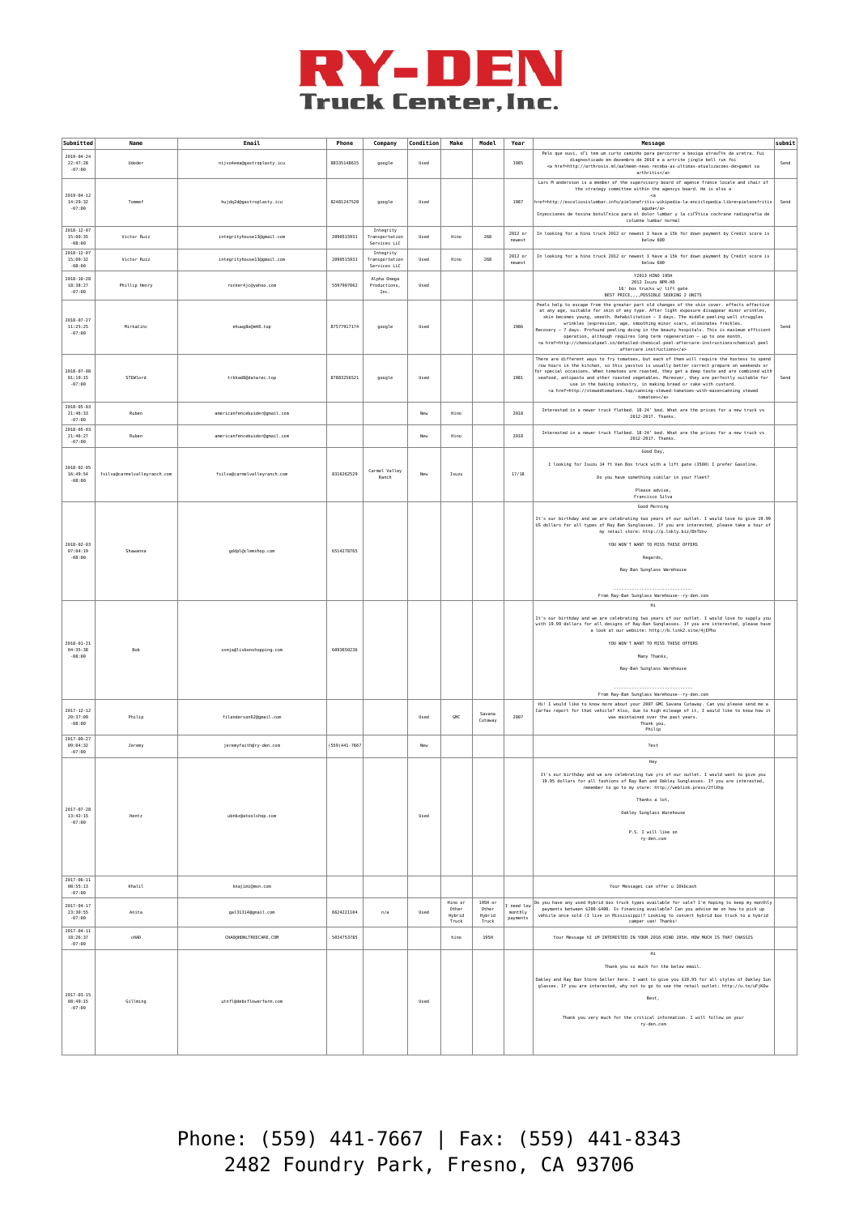# RY-DEN Truck Center, Inc.

| Submitted | Name | Email | Phone | Company | Condition | Make | Model | Year | Message | submit |
|---|---|---|---|---|---|---|---|---|---|---|
| 2019-04-24 22:47:28 -07:00 | Udoder | nijvo4ema@gastroplasty.icu | 88335148615 | google | Used | | | 1985 | Pelo que ouvi, sГі tem um curto caminho para percorrer a bexiga atravГ©s da uretra. Fui diagnosticado em dezembro de 2010 e a artrite jingle bell run foi <a href=http://arthrosis.ml/aalmeen-news-receba-as-ultimas-atualizacoes-de>gamot sa arthritis</a> | Send |
| 2019-04-12 14:29:32 -07:00 | Tommef | hujdq2d@gastroplasty.icu | 82481247528 | google | Used | | | 1987 | Lars M andersson is a member of the supervisory board of agence france locale and chair of the strategy committee within the agencys board. He is also a <a href=http://escoliosislumbar.info/pielonefritis-wikipedia-la-enciclopedia-libre>pielonefritis aguda</a> Inyecciones de toxina botulГnica para el dolor lumbar y la ciГЎtica cochrane radiografia de columna lumbar normal | Send |
| 2018-12-07 15:08:35 -08:00 | Victor Ruiz | integrityhouse13@gmail.com | 2098515931 | Integrity Transportation Services LLC | Used | Hino | 268 | 2012 or newest | In looking for a hino truck 2012 or newest I have a 15k for down payment by Credit score is below 600 | |
| 2018-12-07 15:08:32 -08:00 | Victor Ruiz | integrityhouse13@gmail.com | 2098515931 | Integrity Transportation Services LLC | Used | Hino | 268 | 2012 or newest | In looking for a hino truck 2012 or newest I have a 15k for down payment by Credit score is below 600 | |
| 2018-10-28 18:38:27 -07:00 | Phillip Henry | rocker4jc@yahoo.com | 5597907062 | Alpha Omega Productions, Inc. | Used | | | | Y2013 HINO 195H 2012 Isuzu NPR-HD 16' box trucks w/ lift gate BEST PRICE,,,,POSSIBLE SEEKING 2 UNITS | |
| 2018-07-27 11:25:25 -07:00 | MirkaCinc | ehuwg8a@m48.top | 87577917174 | google | Used | | | 1986 | Peels help to escape from the greater part old changes of the skin cover. effects effective at any age, suitable for skin of any type. After light exposure disappear minor wrinkles, skin becomes young, smooth. Rehabilitation – 3 days. The middle peeling well struggles wrinkles (expression, age, smoothing minor scars, eliminates freckles. Recovery – 7 days. Profound peeling doing in the beauty hospitals. This is maximum efficient operation, although requires long term regeneration – up to one month. <a href=http://chemicalpeel.in/detailed-chemical-peel-aftercare-instructions>chemical peel aftercare instructions</a> | Send |
| 2018-07-08 01:19:15 -07:00 | STEWlord | trkka08@datarec.top | 87883256521 | google | Used | | | 1981 | There are different ways to fry tomatoes, but each of them will require the hostess to spend raw hours in the kitchen, so this yavstvo is usually better correct prepare on weekends or for special occasions. When tomatoes are roasted, they get a deep taste and are combined with seafood, antipasto and other roasted vegetables. Moreover, they are perfectly suitable for use in the baking industry, in making bread or cake with custard. <a href=http://stewedtomatoes.top/canning-stewed-tomatoes-with-ease>canning stewed tomatoes</a> | Send |
| 2018-05-03 21:46:33 -07:00 | Ruben | americanfencebuider@gmail.com | | | New | Hino | | 2018 | Interested in a newer truck flatbed. 18-24' bed. What are the prices for a new truck vs 2012-2017. Thanks. | |
| 2018-05-03 21:46:27 -07:00 | Ruben | americanfencebuider@gmail.com | | | New | Hino | | 2018 | Interested in a newer truck flatbed. 18-24' bed. What are the prices for a new truck vs 2012-2017. Thanks. | |
| 2018-02-05 16:40:54 -08:00 | fsilva@carmelvalleyranch.com | fsilva@carmelvalleyranch.com | 8316262529 | Carmel Valley Ranch | New | Isuzu | | 17/18 | Good Day, I looking for Isuzu 34 ft Van Box truck with a lift gate (3500) I prefer Gasoline. Do you have something similar in your fleet? Please advise, Francisco Silva | |
| 2018-02-03 07:04:19 -08:00 | Shawanna | gddpl@clemshop.com | 6514278765 | | | | | | Good Morning It's our birthday and we are celebrating two years of our outlet. I would love to give 19.99 US dollars for all types of Ray Ban Sunglasses. If you are interested, please take a tour of my retail store: http://p.lnkly.biz/0hTUnv YOU WON'T WANT TO MISS THESE OFFERS Regards, Ray Ban Sunglass Warehouse ------------------------------ From Ray-Ban Sunglass Warehouse--ry-den.com | |
| 2018-01-21 04:35:38 -08:00 | Bob | ssmja@lisbonshopping.com | 6093656236 | | | | | | Hi It's our birthday and we are celebrating two years of our outlet. I would love to supply you with 19.99 dollars for all designs of Ray-Ban Sunglasses. If you are interested, please have a look at our website: http://b.link2.site/4jEPho YOU WON'T WANT TO MISS THESE OFFERS Many Thanks, Ray-Ban Sunglass Warehouse ------------------------------ From Ray-Ban Sunglass Warehouse--ry-den.com | |
| 2017-12-12 20:37:09 -08:00 | Philip | filanderson62@gmail.com | | | Used | GMC | Savana Cutaway | 2007 | Hi! I would like to know more about your 2007 GMC Savana Cutaway. Can you please send me a Carfax report for that vehicle? Also, due to high mileage of it, I would like to know how it was maintained over the past years. Thank you, Philip | |
| 2017-09-27 09:04:32 -07:00 | Jeremy | jeremyfaith@ry-den.com | (559)441-7667 | | New | | | | Test | |
| 2017-07-28 13:42:15 -07:00 | Hentz | ubnbz@atoolshop.com | | | Used | | | | Hey It's our birthday and we are celebrating two yrs of our outlet. I would want to give you 19.95 dollars for all fashions of Ray Ban and Oakley Sunglasses. If you are interested, remember to go to my store: http://weblink.press/2YlXhp Thanks a lot, Oakley Sunglass Warehouse P.S. I will like on ry-den.com | |
| 2017-06-11 08:55:13 -07:00 | Khalil | kna_jimi@msn.com | | | | | | | Your Messagei can offer u 10kbcash | |
| 2017-04-17 23:30:55 -07:00 | Anita | ga131314@gmail.com | 6624221104 | n/a | Used | Hino or Other Hybrid Truck | 195H or Other Hybrid Truck | I need low monthly payments | Do you have any used Hybrid box truck types available for sale? I'm hoping to keep my monthly payments between $200-$400. Is financing available? Can you advise me on how to pick up vehicle once sold (I live in Mississippi)? Looking to convert hybrid box truck to a hybrid camper van! Thanks! | |
| 2017-04-11 10:26:37 -07:00 | cHAD | CHAD@HDNLTREECARE.COM | 5034753785 | | | hino | 195H | | Your Message hI iM INTERESTED IN YOUR 2016 HINO 195H. HOW MUCH IS THAT CHASSIS | |
| 2017-03-15 08:49:15 -07:00 | Gillming | utnfl@debsflowerfarm.com | | | Used | | | | Hi Thank you so much for the below email. Oakley and Ray Ban Store Seller here. I want to give you $19.95 for all styles of Oakley Sun glasses. If you are interested, why not to go to see the retail outlet: http://u.to/uFjKBw Best, Thank you very much for the critical information. I will follow on your ry-den.com | |

Phone: (559) 441-7667 | Fax: (559) 441-8343
2482 Foundry Park, Fresno, CA 93706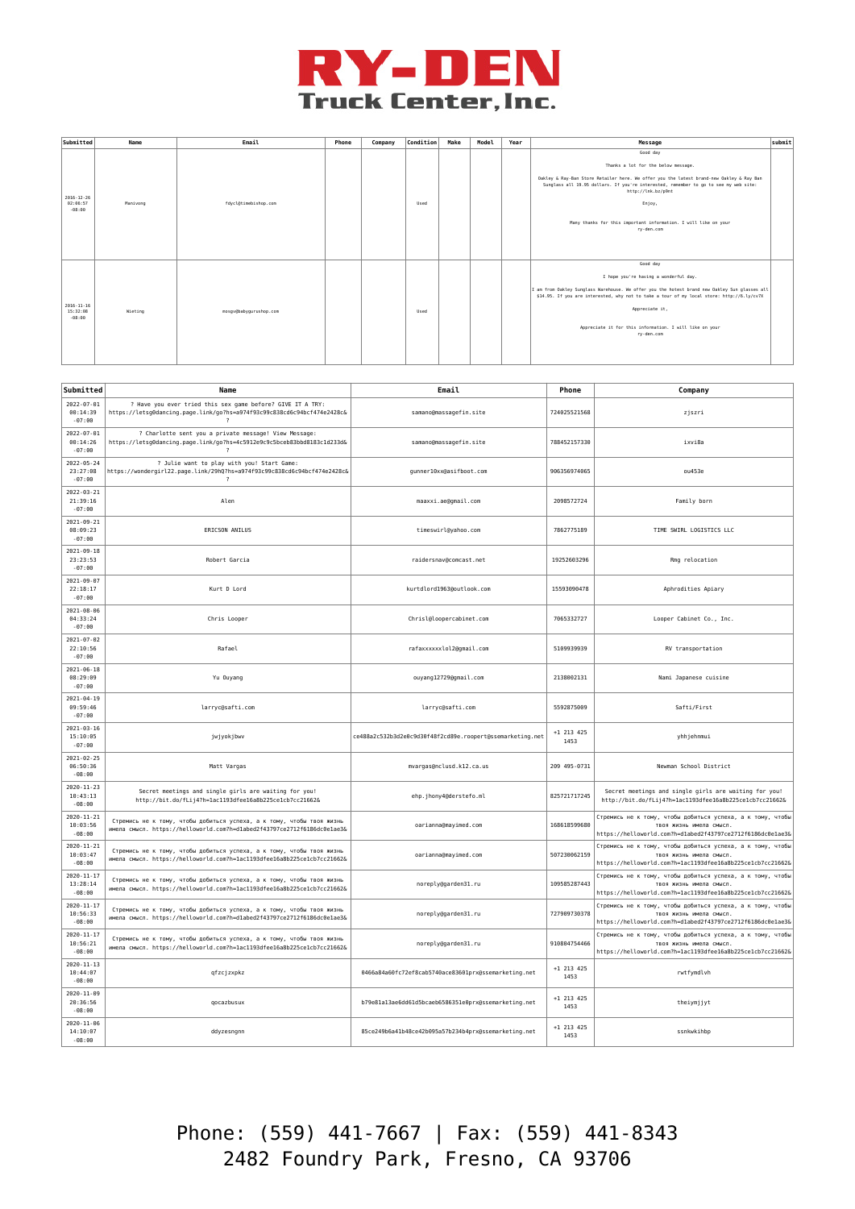# RY-DEN Truck Center, Inc.

| Submitted | Name | Email | Phone | Company | Condition | Make | Model | Year | Message | submit |
|---|---|---|---|---|---|---|---|---|---|---|
| 2016-12-26 02:08:57 -08:00 | Manivong | fdycl@timebishop.com | | | Used | | | | Good day<br><br>Thanks a lot for the below message.<br><br>Oakley & Ray-Ban Store Retailer here. We offer you the latest brand-new Oakley & Ray Ban Sunglass all 19.95 dollars. If you're interested, remember to go to see my web site: http://lnk.bz/p8mt<br><br>Enjoy,<br><br>Many thanks for this important information. I will like on your ry-den.com | |
| 2016-11-16 15:32:08 -08:00 | Wieting | mosgv@babygurushop.com | | | Used | | | | Good day<br><br>I hope you're having a wonderful day.<br><br>I am from Oakley Sunglass Warehouse. We offer you the hotest brand new Oakley Sun glasses all $14.95. If you are interested, why not to take a tour of my local store: http://6.ly/cv7X<br><br>Appreciate it,<br><br>Appreciate it for this information. I will like on your ry-den.com | |

| Submitted | Name | Email | Phone | Company |
|---|---|---|---|---|
| 2022-07-01 00:14:39 -07:00 | ? Have you ever tried this sex game before? GIVE IT A TRY: https://letsg0dancing.page.link/go?hs=a974f93c99c838cd6c94bcf474e2428c& ? | samano@massagefin.site | 724025521568 | zjszri |
| 2022-07-01 00:14:26 -07:00 | ? Charlotte sent you a private message! View Message: https://letsg0dancing.page.link/go?hs=4c5912e9c9c5bceb83bbd8183c1d233d& ? | samano@massagefin.site | 788452157330 | ixvi8a |
| 2022-05-24 23:27:08 -07:00 | ? Julie want to play with you! Start Game: https://wondergirl22.page.link/29hQ?hs=a974f93c99c838cd6c94bcf474e2428c& ? | gunner10xx@asifboot.com | 906356974065 | ou453e |
| 2022-03-21 21:39:16 -07:00 | Alen | maaxxi.ae@gmail.com | 2098572724 | Family born |
| 2021-09-21 08:09:23 -07:00 | ERICSON ANILUS | timeswirl@yahoo.com | 7862775189 | TIME SWIRL LOGISTICS LLC |
| 2021-09-18 23:23:53 -07:00 | Robert Garcia | raidersnav@comcast.net | 19252603296 | Rmg relocation |
| 2021-09-07 22:18:17 -07:00 | Kurt D Lord | kurtdlord1963@outlook.com | 15593090478 | Aphrodities Apiary |
| 2021-08-06 04:33:24 -07:00 | Chris Looper | Chrisl@loopercabinet.com | 7065332727 | Looper Cabinet Co., Inc. |
| 2021-07-02 22:10:56 -07:00 | Rafael | rafaxxxxxxlol2@gmail.com | 5109939939 | RV transportation |
| 2021-06-18 08:29:09 -07:00 | Yu Ouyang | ouyang12729@gmail.com | 2138002131 | Nami Japanese cuisine |
| 2021-04-19 09:59:46 -07:00 | larryc@safti.com | larryc@safti.com | 5592875009 | Safti/First |
| 2021-03-16 15:10:05 -07:00 | jwjyokjbwv | ce488a2c532b3d2e0c9d30f48f2cd89e.roopert@ssemarketing.net | +1 213 425 1453 | yhhjehnmui |
| 2021-02-25 06:50:36 -08:00 | Matt Vargas | mvargas@nclusd.k12.ca.us | 209 495-0731 | Newman School District |
| 2020-11-23 10:43:13 -08:00 | Secret meetings and single girls are waiting for you! http://bit.do/fLij4?h=1ac1193dfee16a8b225ce1cb7cc21662& | ehp.jhony4@derstefo.ml | 825721717245 | Secret meetings and single girls are waiting for you! http://bit.do/fLij4?h=1ac1193dfee16a8b225ce1cb7cc21662& |
| 2020-11-21 10:03:56 -08:00 | Стремись не к тому, чтобы добиться успеха, а к тому, чтобы твоя жизнь имела смысл. https://helloworld.com?h=d1abed2f43797ce2712f6186dc0e1ae3& | oarianna@mayimed.com | 168618599680 | Стремись не к тому, чтобы добиться успеха, а к тому, чтобы твоя жизнь имела смысл. https://helloworld.com?h=d1abed2f43797ce2712f6186dc0e1ae3& |
| 2020-11-21 10:03:47 -08:00 | Стремись не к тому, чтобы добиться успеха, а к тому, чтобы твоя жизнь имела смысл. https://helloworld.com?h=1ac1193dfee16a8b225ce1cb7cc21662& | oarianna@mayimed.com | 507230062159 | Стремись не к тому, чтобы добиться успеха, а к тому, чтобы твоя жизнь имела смысл. https://helloworld.com?h=1ac1193dfee16a8b225ce1cb7cc21662& |
| 2020-11-17 13:28:14 -08:00 | Стремись не к тому, чтобы добиться успеха, а к тому, чтобы твоя жизнь имела смысл. https://helloworld.com?h=1ac1193dfee16a8b225ce1cb7cc21662& | noreply@garden31.ru | 109585287443 | Стремись не к тому, чтобы добиться успеха, а к тому, чтобы твоя жизнь имела смысл. https://helloworld.com?h=1ac1193dfee16a8b225ce1cb7cc21662& |
| 2020-11-17 10:56:33 -08:00 | Стремись не к тому, чтобы добиться успеха, а к тому, чтобы твоя жизнь имела смысл. https://helloworld.com?h=d1abed2f43797ce2712f6186dc0e1ae3& | noreply@garden31.ru | 727909730378 | Стремись не к тому, чтобы добиться успеха, а к тому, чтобы твоя жизнь имела смысл. https://helloworld.com?h=d1abed2f43797ce2712f6186dc0e1ae3& |
| 2020-11-17 10:56:21 -08:00 | Стремись не к тому, чтобы добиться успеха, а к тому, чтобы твоя жизнь имела смысл. https://helloworld.com?h=1ac1193dfee16a8b225ce1cb7cc21662& | noreply@garden31.ru | 910804754466 | Стремись не к тому, чтобы добиться успеха, а к тому, чтобы твоя жизнь имела смысл. https://helloworld.com?h=1ac1193dfee16a8b225ce1cb7cc21662& |
| 2020-11-13 10:44:07 -08:00 | qfzcjzxpkz | 0466a84a60fc72ef8cab5740ace83601prx@ssemarketing.net | +1 213 425 1453 | rwtfymdlvh |
| 2020-11-09 20:36:56 -08:00 | qocazbusux | b79e81a13ae6dd61d5bcaeb6586351e0prx@ssemarketing.net | +1 213 425 1453 | theiymjjyt |
| 2020-11-06 14:10:07 -08:00 | ddyzesngnn | 85ce249b6a41b48ce42b095a57b234b4prx@ssemarketing.net | +1 213 425 1453 | ssnkwkihbp |

Phone: (559) 441-7667 | Fax: (559) 441-8343
2482 Foundry Park, Fresno, CA 93706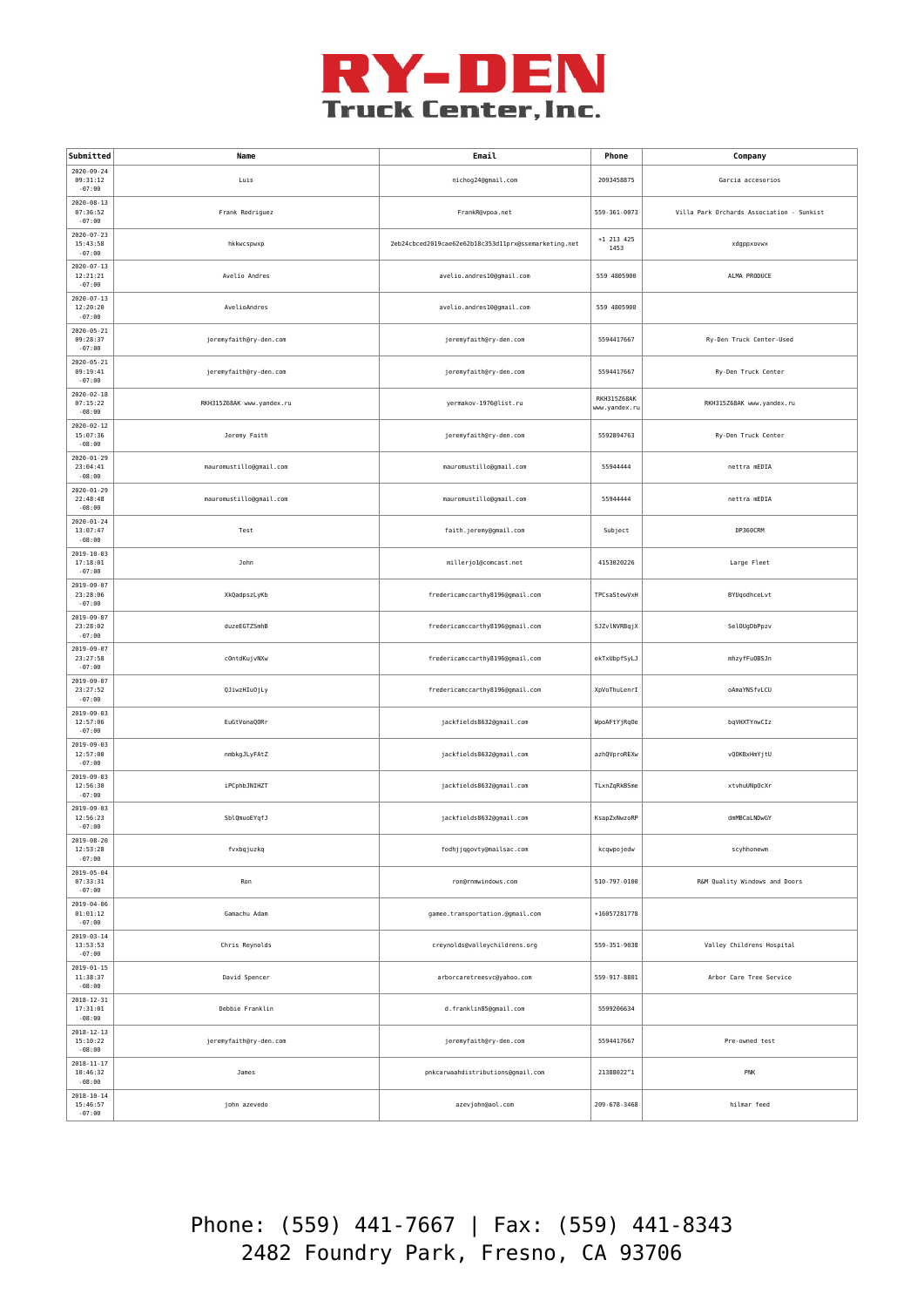# RY-DEN

## Truck Center, Inc.

| Submitted | Name | Email | Phone | Company |
|---|---|---|---|---|
| 2020-09-24 09:31:12 -07:00 | Luis | nichog24@gmail.com | 2093458875 | Garcia accesorios |
| 2020-08-13 07:36:52 -07:00 | Frank Rodriguez | FrankR@vpoa.net | 559-361-0073 | Villa Park Orchards Association - Sunkist |
| 2020-07-23 15:43:58 -07:00 | hkkwcspwxp | 2eb24cbced2019cae62e62b18c353d11prx@ssemarketing.net | +1 213 425 1453 | xdgppxovwx |
| 2020-07-13 12:21:21 -07:00 | Avelio Andres | avelio.andres10@gmail.com | 559 4805900 | ALMA PRODUCE |
| 2020-07-13 12:20:20 -07:00 | AvelioAndres | avelio.andres10@gmail.com | 559 4805900 | |
| 2020-05-21 09:28:37 -07:00 | jeremyfaith@ry-den.com | jeremyfaith@ry-den.com | 5594417667 | Ry-Den Truck Center-Used |
| 2020-05-21 09:19:41 -07:00 | jeremyfaith@ry-den.com | jeremyfaith@ry-den.com | 5594417667 | Ry-Den Truck Center |
| 2020-02-18 07:15:22 -08:00 | RKH315Z68AK www.yandex.ru | yermakov-1976@list.ru | RKH315Z68AK www.yandex.ru | RKH315Z68AK www.yandex.ru |
| 2020-02-12 15:07:36 -08:00 | Jeremy Faith | jeremyfaith@ry-den.com | 5592894763 | Ry-Den Truck Center |
| 2020-01-29 23:04:41 -08:00 | mauromustillo@gmail.com | mauromustillo@gmail.com | 55944444 | nettra mEDIA |
| 2020-01-29 22:48:48 -08:00 | mauromustillo@gmail.com | mauromustillo@gmail.com | 55944444 | nettra mEDIA |
| 2020-01-24 13:07:47 -08:00 | Test | faith.jeremy@gmail.com | Subject | DP360CRM |
| 2019-10-03 17:18:01 -07:00 | John | millerjo1@comcast.net | 4153020226 | Large Fleet |
| 2019-09-07 23:28:06 -07:00 | XkQadpszLyKb | fredericamccarthy8196@gmail.com | TPCsaStowVxH | BYUqodhceLvt |
| 2019-09-07 23:28:02 -07:00 | duzeEGTZSmhB | fredericamccarthy8196@gmail.com | SJZvlNVRBqjX | SelOUgDbPpzv |
| 2019-09-07 23:27:58 -07:00 | cOntdKujvNXw | fredericamccarthy8196@gmail.com | ekTxUbpfSyLJ | mhzyfFuOBSJn |
| 2019-09-07 23:27:52 -07:00 | QJiwzHIuOjLy | fredericamccarthy8196@gmail.com | XpVoThuLenrI | oAmaYNSfvLCU |
| 2019-09-03 12:57:06 -07:00 | EuGtVonaQORr | jackfields8632@gmail.com | WpoAFtYjRqOe | bqVHXTYnwCIz |
| 2019-09-03 12:57:00 -07:00 | nmbkgJLyFAtZ | jackfields8632@gmail.com | azhQVproREXw | vQOKBxHmYjtU |
| 2019-09-03 12:56:30 -07:00 | iPCphbJNIHZT | jackfields8632@gmail.com | TLxnZqRkBSme | xtvhuUNpOcXr |
| 2019-09-03 12:56:23 -07:00 | SblQmuoEYqfJ | jackfields8632@gmail.com | KsapZxNwzoRP | dmMBCaLNDwGY |
| 2019-08-20 12:53:28 -07:00 | fvxbqjuzkq | fodhjjqgovty@mailsac.com | kcqwpojedw | scyhhonewm |
| 2019-05-04 07:33:31 -07:00 | Ron | ron@rnmwindows.com | 510-797-0100 | R&M Quality Windows and Doors |
| 2019-04-06 01:01:12 -07:00 | Gamachu Adam | gamee.transportation.@gmail.com | +16057281778 | |
| 2019-03-14 13:53:53 -07:00 | Chris Reynolds | creynolds@valleychildrens.org | 559-351-9038 | Valley Childrens Hospital |
| 2019-01-15 11:38:37 -08:00 | David Spencer | arborcaretreesvc@yahoo.com | 559-917-8801 | Arbor Care Tree Service |
| 2018-12-31 17:31:01 -08:00 | Debbie Franklin | d.franklin85@gmail.com | 5599206634 | |
| 2018-12-13 15:10:22 -08:00 | jeremyfaith@ry-den.com | jeremyfaith@ry-den.com | 5594417667 | Pre-owned test |
| 2018-11-17 10:46:32 -08:00 | James | pnkcarwaahdistributions@gmail.com | 21388022"1 | PNK |
| 2018-10-14 15:46:57 -07:00 | john azevedo | azevjohn@aol.com | 209-678-3468 | hilmar feed |

Phone: (559) 441-7667 | Fax: (559) 441-8343
2482 Foundry Park, Fresno, CA 93706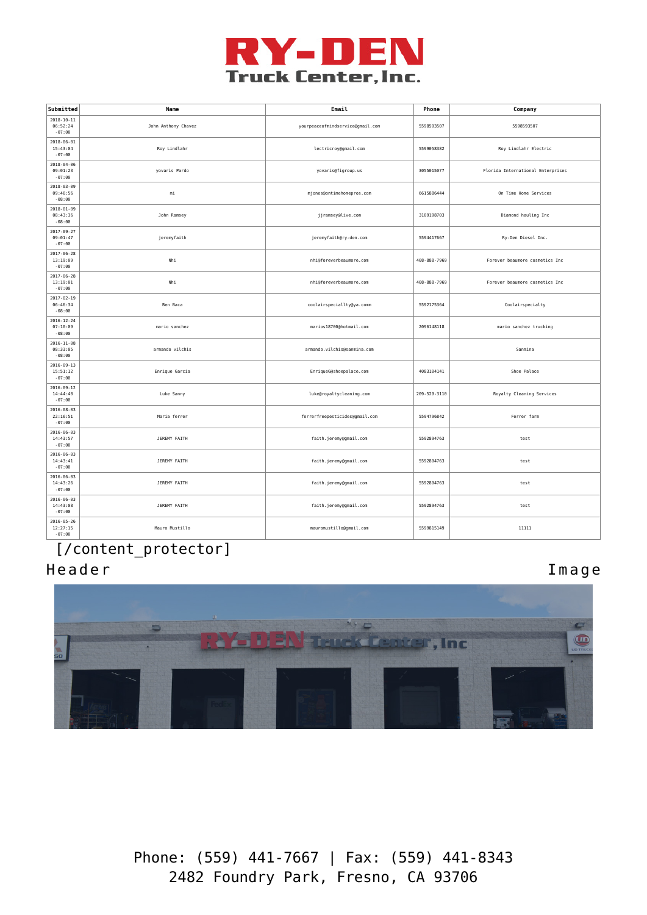| Submitted | Name | Email | Phone | Company |
|---|---|---|---|---|
| 2018-10-11 06:52:24 -07:00 | John Anthony Chavez | yourpeaceofmindservice@gmail.com | 5598593507 | 5598593507 |
| 2018-06-01 15:43:04 -07:00 | Roy Lindlahr | lectricroy@gmail.com | 5599058382 | Roy Lindlahr Electric |
| 2018-04-06 09:01:23 -07:00 | yovaris Pardo | yovaris@figroup.us | 3055015077 | Florida International Enterprises |
| 2018-03-09 09:46:56 -08:00 | mi | mjones@ontimehomepros.com | 6615886444 | On Time Home Services |
| 2018-01-09 08:43:36 -08:00 | John Ramsey | jjramsey@live.com | 3109198703 | Diamond hauling Inc |
| 2017-09-27 09:01:47 -07:00 | jeremyfaith | jeremyfaith@ry-den.com | 5594417667 | Ry-Den Diesel Inc. |
| 2017-06-28 13:19:09 -07:00 | Nhi | nhi@foreverbeaumore.com | 408-888-7969 | Forever beaumore cosmetics Inc |
| 2017-06-28 13:19:01 -07:00 | Nhi | nhi@foreverbeaumore.com | 408-888-7969 | Forever beaumore cosmetics Inc |
| 2017-02-19 06:46:34 -08:00 | Ben Baca | coolairspecialty@ya.comm | 5592175364 | Coolairspecialty |
| 2016-12-24 07:10:09 -08:00 | mario sanchez | marios18700@hotmail.com | 2096148118 | mario sanchez trucking |
| 2016-11-08 08:33:05 -08:00 | armando vilchis | armando.vilchis@sanmina.com | | Sanmina |
| 2016-09-13 15:51:12 -07:00 | Enrique Garcia | EnriqueG@shoepalace.com | 4083104141 | Shoe Palace |
| 2016-09-12 14:44:40 -07:00 | Luke Sanny | luke@royaltycleaning.com | 209-529-3110 | Royalty Cleaning Services |
| 2016-08-03 22:16:51 -07:00 | Maria ferrer | ferrerfreepesticides@gmail.com | 5594796842 | Ferrer farm |
| 2016-06-03 14:43:57 -07:00 | JEREMY FAITH | faith.jeremy@gmail.com | 5592894763 | test |
| 2016-06-03 14:43:41 -07:00 | JEREMY FAITH | faith.jeremy@gmail.com | 5592894763 | test |
| 2016-06-03 14:43:26 -07:00 | JEREMY FAITH | faith.jeremy@gmail.com | 5592894763 | test |
| 2016-06-03 14:43:08 -07:00 | JEREMY FAITH | faith.jeremy@gmail.com | 5592894763 | test |
| 2016-05-26 12:27:15 -07:00 | Mauro Mustillo | mauromustillo@gmail.com | 5599815149 | 11111 |

[/content_protector]

Header Image

Phone: (559) 441-7667 | Fax: (559) 441-8343
2482 Foundry Park, Fresno, CA 93706